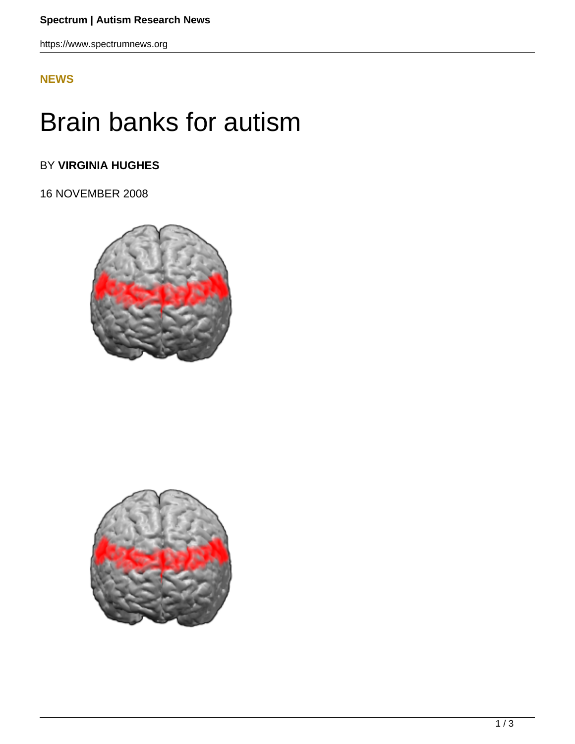**NEWS**

# Brain banks for autism

BY **VIRGINIA HUGHES**

16 NOVEMBER 2008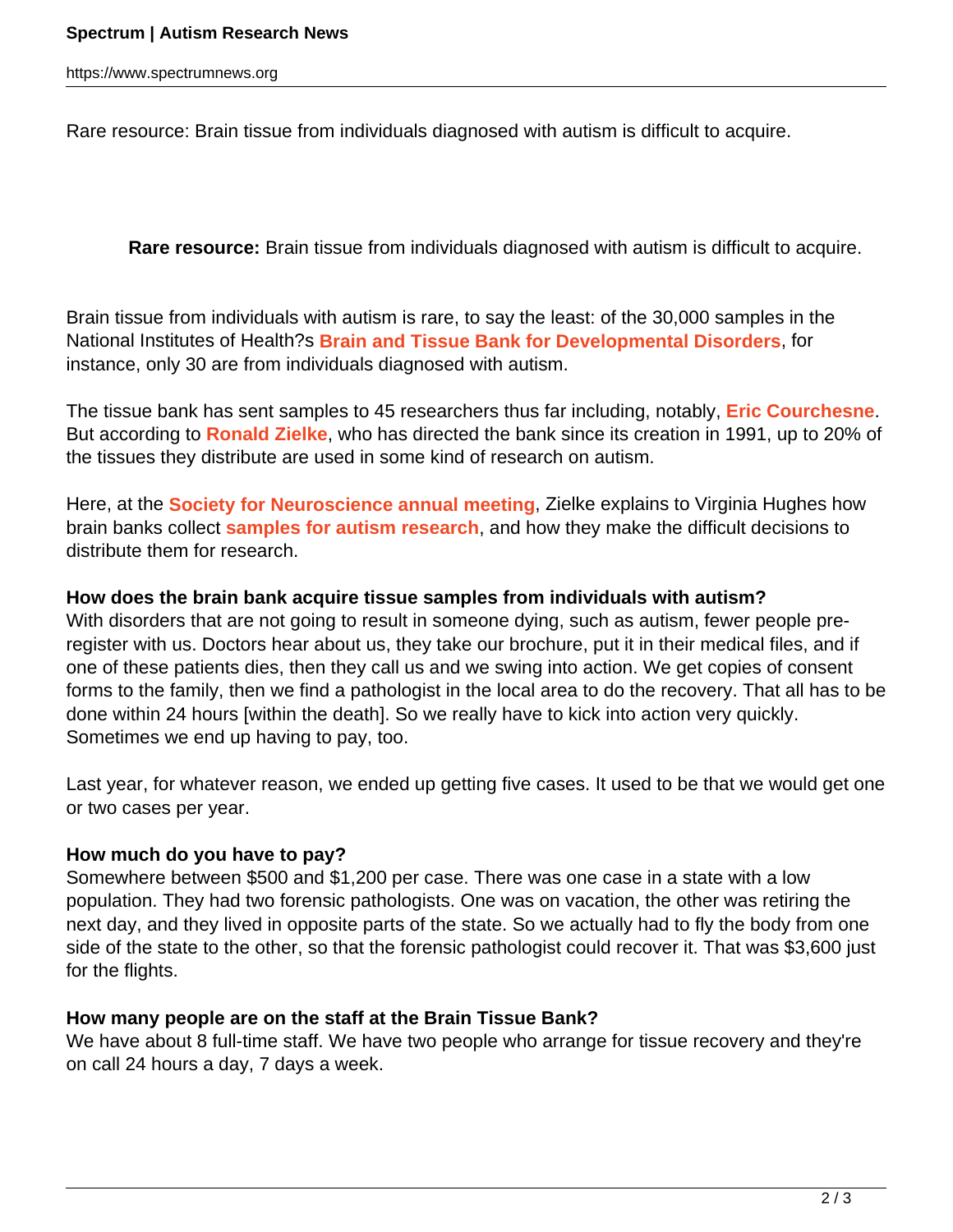Rare resource: Brain tissue from individuals diagnosed with autism is difficult to acquire.

**Rare resource:** Brain tissue from individuals diagnosed with autism is difficult to acquire.

Brain tissue from individuals with autism is rare, to say the least: of the 30,000 samples in the National Institutes of Health?s **Brain and Tissue Bank for Developmental Disorders**, for instance, only 30 are from individuals diagnosed with autism.

The tissue bank has sent samples to 45 researchers thus far including, notably, **Eric Courchesne**. But according to **Ronald Zielke**, who has directed the bank since its creation in 1991, up to 20% of the tissues they distribute are used in some kind of research on autism.

Here, at the **Society for Neuroscience annual meeting**, Zielke explains to Virginia Hughes how brain banks collect **samples for autism research**, and how they make the difficult decisions to distribute them for research.

**How does the brain bank acquire tissue samples from individuals with autism?**
With disorders that are not going to result in someone dying, such as autism, fewer people pre-register with us. Doctors hear about us, they take our brochure, put it in their medical files, and if one of these patients dies, then they call us and we swing into action. We get copies of consent forms to the family, then we find a pathologist in the local area to do the recovery. That all has to be done within 24 hours [within the death]. So we really have to kick into action very quickly. Sometimes we end up having to pay, too.

Last year, for whatever reason, we ended up getting five cases. It used to be that we would get one or two cases per year.

**How much do you have to pay?**
Somewhere between $500 and $1,200 per case. There was one case in a state with a low population. They had two forensic pathologists. One was on vacation, the other was retiring the next day, and they lived in opposite parts of the state. So we actually had to fly the body from one side of the state to the other, so that the forensic pathologist could recover it. That was $3,600 just for the flights.

**How many people are on the staff at the Brain Tissue Bank?**
We have about 8 full-time staff. We have two people who arrange for tissue recovery and they're on call 24 hours a day, 7 days a week.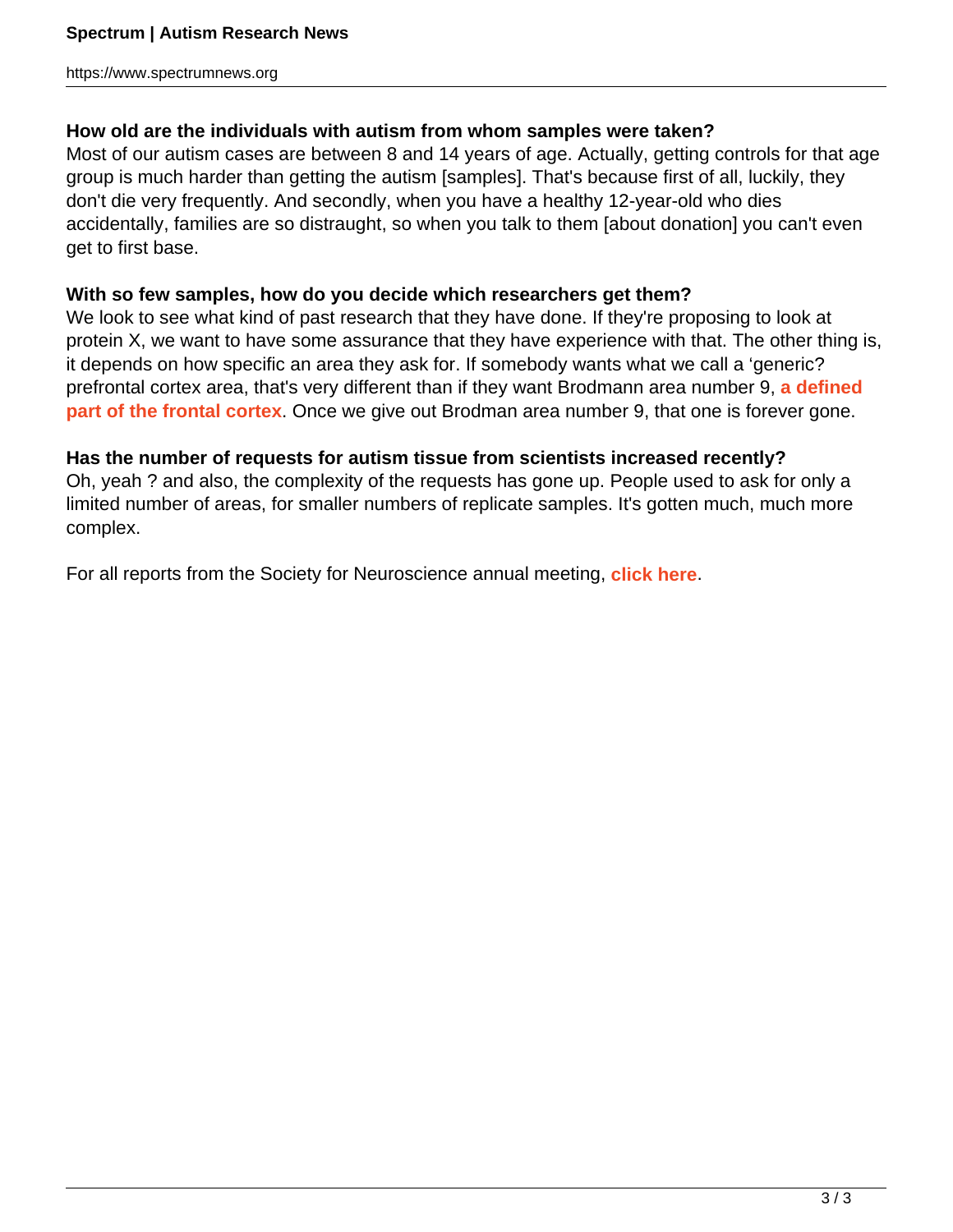**How old are the individuals with autism from whom samples were taken?**

Most of our autism cases are between 8 and 14 years of age. Actually, getting controls for that age group is much harder than getting the autism [samples]. That's because first of all, luckily, they don't die very frequently. And secondly, when you have a healthy 12-year-old who dies accidentally, families are so distraught, so when you talk to them [about donation] you can't even get to first base.

**With so few samples, how do you decide which researchers get them?**

We look to see what kind of past research that they have done. If they're proposing to look at protein X, we want to have some assurance that they have experience with that. The other thing is, it depends on how specific an area they ask for. If somebody wants what we call a 'generic? prefrontal cortex area, that's very different than if they want Brodmann area number 9, **a defined part of the frontal cortex**. Once we give out Brodman area number 9, that one is forever gone.

**Has the number of requests for autism tissue from scientists increased recently?**

Oh, yeah ? and also, the complexity of the requests has gone up. People used to ask for only a limited number of areas, for smaller numbers of replicate samples. It's gotten much, much more complex.

For all reports from the Society for Neuroscience annual meeting, **click here**.